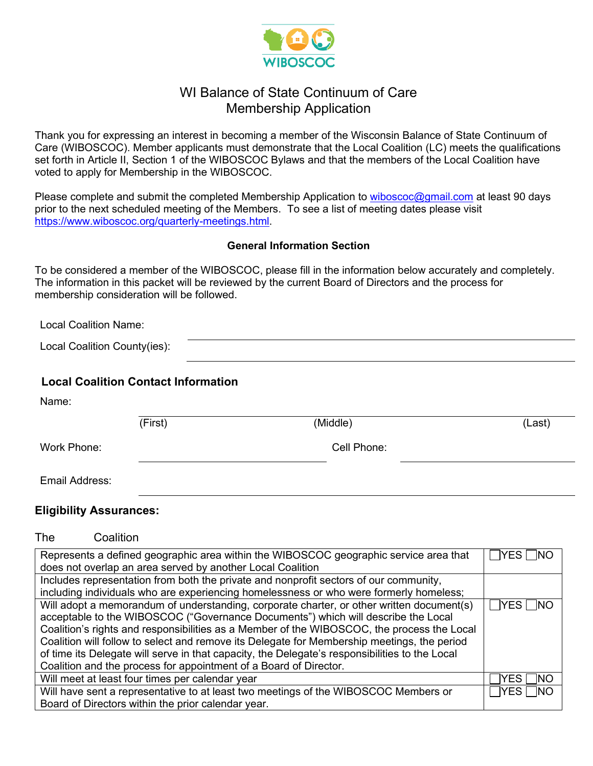# WI Balance of State Continuum of Care Membership Application

Thank you for expressing an interest in becoming a member of the Wisconsin Balance of State Continuum of Care (WIBOSCOC). Member applicants must demonstrate that the Local Coalition (LC) meets the qualifications set forth in Article II, Section 1 of the WIBOSCOC Bylaws and that the members of the Local Coalition have voted to apply for Membership in the WIBOSCOC.

Please complete and submit the completed Membership Application to wiboscoc@gmail.com at least 90 days prior to the next scheduled meeting of the Members. To see a list of meeting dates please visit https://www.wiboscoc.org/quarterly-meetings.html.

**General Information Section**

To be considered a member of the WIBOSCOC, please fill in the information below accurately and completely. The information in this packet will be reviewed by the current Board of Directors and the process for membership consideration will be followed.

Local Coalition Name: ______________________________

Local Coalition County(ies): ______________________________

## Local Coalition Contact Information

Name: ______________________________
(First) (Middle) (Last)

Work Phone: ________________ Cell Phone: ________________

Email Address: ______________________________

## Eligibility Assurances:

The Coalition

| | |
|---|---|
| Represents a defined geographic area within the WIBOSCOC geographic service area that does not overlap an area served by another Local Coalition | ☐YES ☐NO |
| Includes representation from both the private and nonprofit sectors of our community, including individuals who are experiencing homelessness or who were formerly homeless; | |
| Will adopt a memorandum of understanding, corporate charter, or other written document(s) acceptable to the WIBOSCOC ("Governance Documents") which will describe the Local Coalition's rights and responsibilities as a Member of the WIBOSCOC, the process the Local Coalition will follow to select and remove its Delegate for Membership meetings, the period of time its Delegate will serve in that capacity, the Delegate's responsibilities to the Local Coalition and the process for appointment of a Board of Director. | ☐YES ☐NO |
| Will meet at least four times per calendar year | ☐YES ☐NO |
| Will have sent a representative to at least two meetings of the WIBOSCOC Members or Board of Directors within the prior calendar year. | ☐YES ☐NO |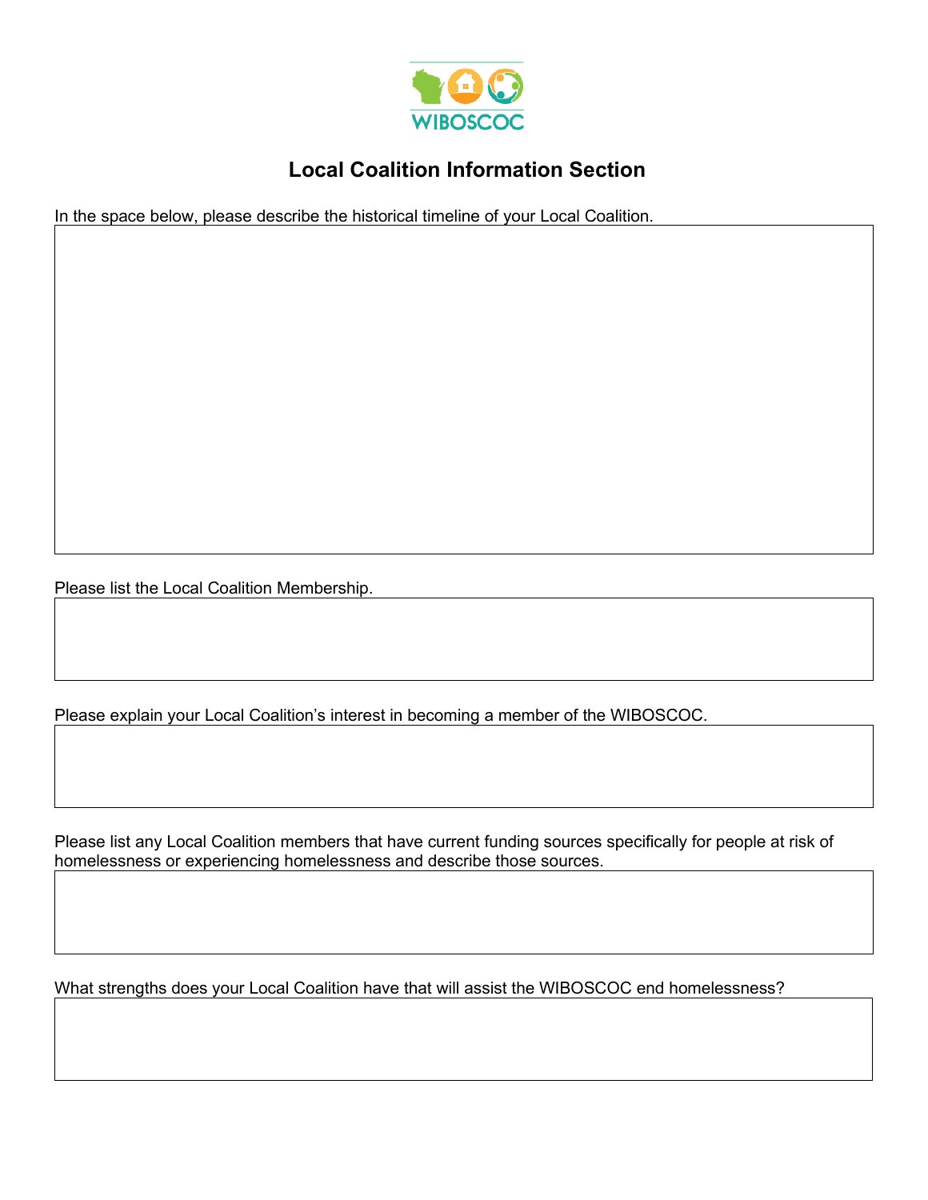WIBOSCOC

## Local Coalition Information Section

In the space below, please describe the historical timeline of your Local Coalition.

Please list the Local Coalition Membership.

Please explain your Local Coalition's interest in becoming a member of the WIBOSCOC.

Please list any Local Coalition members that have current funding sources specifically for people at risk of homelessness or experiencing homelessness and describe those sources.

What strengths does your Local Coalition have that will assist the WIBOSCOC end homelessness?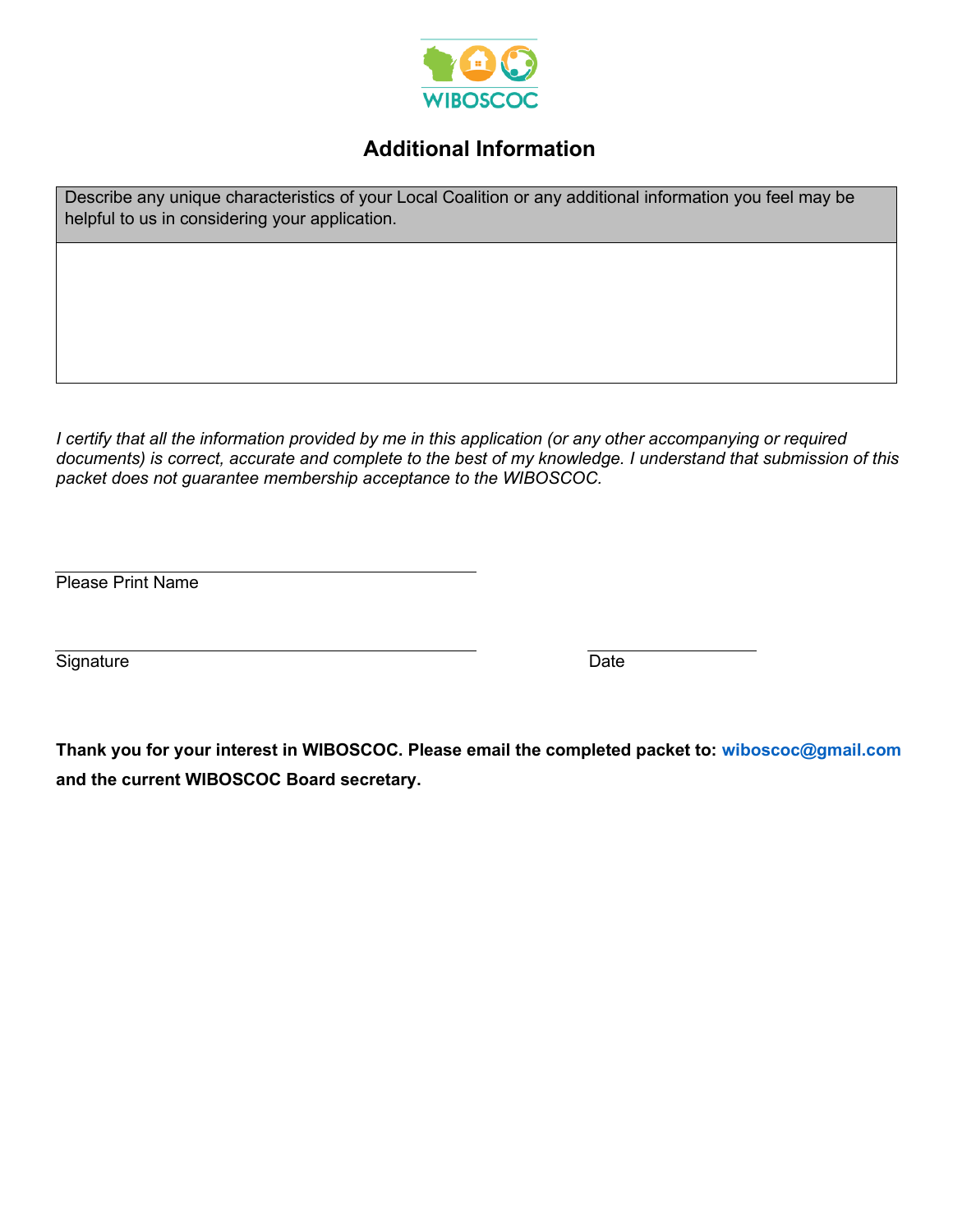WIBOSCOC

# Additional Information

| Describe any unique characteristics of your Local Coalition or any additional information you feel may be helpful to us in considering your application. |
|---|
| |

*I certify that all the information provided by me in this application (or any other accompanying or required documents) is correct, accurate and complete to the best of my knowledge. I understand that submission of this packet does not guarantee membership acceptance to the WIBOSCOC.*

\_\_\_\_\_\_\_\_\_\_\_\_\_\_\_\_\_\_\_\_\_\_\_\_\_\_\_\_\_\_\_\_\_\_\_\_\_\_\_\_
Please Print Name

\_\_\_\_\_\_\_\_\_\_\_\_\_\_\_\_\_\_\_\_\_\_\_\_\_\_\_\_\_\_\_\_\_\_\_\_\_\_\_\_ \_\_\_\_\_\_\_\_\_\_\_\_\_\_\_\_
Signature Date

**Thank you for your interest in WIBOSCOC. Please email the completed packet to: wiboscoc@gmail.com and the current WIBOSCOC Board secretary.**